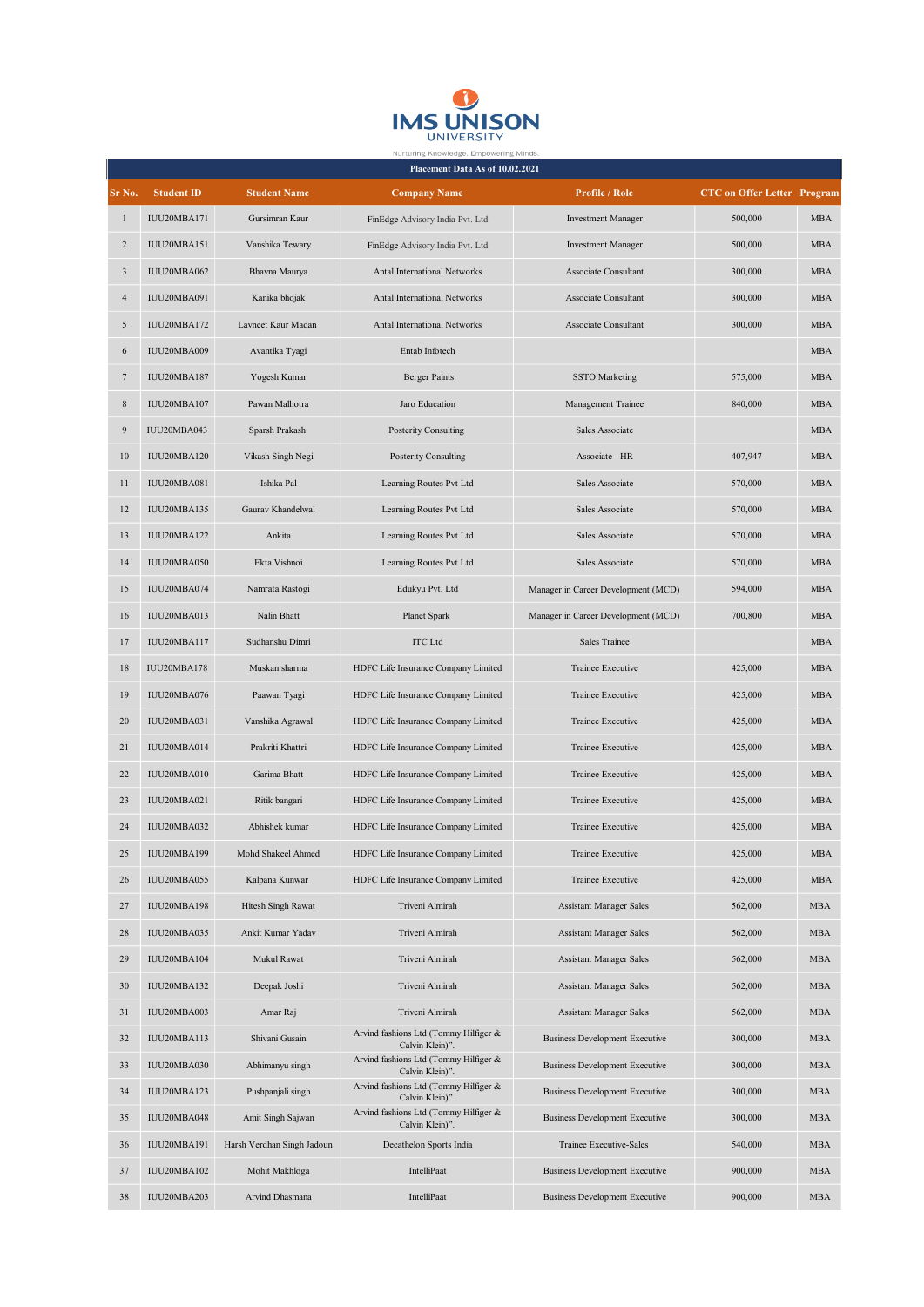IMS UNISON UNIVERSITY

Nurturing Knowledge. Empowering Minds.

| Placement Data As of 10.02.2021 | | | | | | |
|---|---|---|---|---|---|---|
| **Sr No.** | **Student ID** | **Student Name** | **Company Name** | **Profile / Role** | **CTC on Offer Letter** | **Program** |
| 1 | IUU20MBA171 | Gursimran Kaur | FinEdge Advisory India Pvt. Ltd | Investment Manager | 500,000 | MBA |
| 2 | IUU20MBA151 | Vanshika Tewary | FinEdge Advisory India Pvt. Ltd | Investment Manager | 500,000 | MBA |
| 3 | IUU20MBA062 | Bhavna Maurya | Antal International Networks | Associate Consultant | 300,000 | MBA |
| 4 | IUU20MBA091 | Kanika bhojak | Antal International Networks | Associate Consultant | 300,000 | MBA |
| 5 | IUU20MBA172 | Lavneet Kaur Madan | Antal International Networks | Associate Consultant | 300,000 | MBA |
| 6 | IUU20MBA009 | Avantika Tyagi | Entab Infotech | | | MBA |
| 7 | IUU20MBA187 | Yogesh Kumar | Berger Paints | SSTO Marketing | 575,000 | MBA |
| 8 | IUU20MBA107 | Pawan Malhotra | Jaro Education | Management Trainee | 840,000 | MBA |
| 9 | IUU20MBA043 | Sparsh Prakash | Posterity Consulting | Sales Associate | | MBA |
| 10 | IUU20MBA120 | Vikash Singh Negi | Posterity Consulting | Associate - HR | 407,947 | MBA |
| 11 | IUU20MBA081 | Ishika Pal | Learning Routes Pvt Ltd | Sales Associate | 570,000 | MBA |
| 12 | IUU20MBA135 | Gaurav Khandelwal | Learning Routes Pvt Ltd | Sales Associate | 570,000 | MBA |
| 13 | IUU20MBA122 | Ankita | Learning Routes Pvt Ltd | Sales Associate | 570,000 | MBA |
| 14 | IUU20MBA050 | Ekta Vishnoi | Learning Routes Pvt Ltd | Sales Associate | 570,000 | MBA |
| 15 | IUU20MBA074 | Namrata Rastogi | Edukyu Pvt. Ltd | Manager in Career Development (MCD) | 594,000 | MBA |
| 16 | IUU20MBA013 | Nalin Bhatt | Planet Spark | Manager in Career Development (MCD) | 700,800 | MBA |
| 17 | IUU20MBA117 | Sudhanshu Dimri | ITC Ltd | Sales Trainee | | MBA |
| 18 | IUU20MBA178 | Muskan sharma | HDFC Life Insurance Company Limited | Trainee Executive | 425,000 | MBA |
| 19 | IUU20MBA076 | Paawan Tyagi | HDFC Life Insurance Company Limited | Trainee Executive | 425,000 | MBA |
| 20 | IUU20MBA031 | Vanshika Agrawal | HDFC Life Insurance Company Limited | Trainee Executive | 425,000 | MBA |
| 21 | IUU20MBA014 | Prakriti Khattri | HDFC Life Insurance Company Limited | Trainee Executive | 425,000 | MBA |
| 22 | IUU20MBA010 | Garima Bhatt | HDFC Life Insurance Company Limited | Trainee Executive | 425,000 | MBA |
| 23 | IUU20MBA021 | Ritik bangari | HDFC Life Insurance Company Limited | Trainee Executive | 425,000 | MBA |
| 24 | IUU20MBA032 | Abhishek kumar | HDFC Life Insurance Company Limited | Trainee Executive | 425,000 | MBA |
| 25 | IUU20MBA199 | Mohd Shakeel Ahmed | HDFC Life Insurance Company Limited | Trainee Executive | 425,000 | MBA |
| 26 | IUU20MBA055 | Kalpana Kunwar | HDFC Life Insurance Company Limited | Trainee Executive | 425,000 | MBA |
| 27 | IUU20MBA198 | Hitesh Singh Rawat | Triveni Almirah | Assistant Manager Sales | 562,000 | MBA |
| 28 | IUU20MBA035 | Ankit Kumar Yadav | Triveni Almirah | Assistant Manager Sales | 562,000 | MBA |
| 29 | IUU20MBA104 | Mukul Rawat | Triveni Almirah | Assistant Manager Sales | 562,000 | MBA |
| 30 | IUU20MBA132 | Deepak Joshi | Triveni Almirah | Assistant Manager Sales | 562,000 | MBA |
| 31 | IUU20MBA003 | Amar Raj | Triveni Almirah | Assistant Manager Sales | 562,000 | MBA |
| 32 | IUU20MBA113 | Shivani Gusain | Arvind fashions Ltd (Tommy Hilfiger & Calvin Klein)". | Business Development Executive | 300,000 | MBA |
| 33 | IUU20MBA030 | Abhimanyu singh | Arvind fashions Ltd (Tommy Hilfiger & Calvin Klein)". | Business Development Executive | 300,000 | MBA |
| 34 | IUU20MBA123 | Pushpanjali singh | Arvind fashions Ltd (Tommy Hilfiger & Calvin Klein)". | Business Development Executive | 300,000 | MBA |
| 35 | IUU20MBA048 | Amit Singh Sajwan | Arvind fashions Ltd (Tommy Hilfiger & Calvin Klein)". | Business Development Executive | 300,000 | MBA |
| 36 | IUU20MBA191 | Harsh Verdhan Singh Jadoun | Decathelon Sports India | Trainee Executive-Sales | 540,000 | MBA |
| 37 | IUU20MBA102 | Mohit Makhloga | IntelliPaat | Business Development Executive | 900,000 | MBA |
| 38 | IUU20MBA203 | Arvind Dhasmana | IntelliPaat | Business Development Executive | 900,000 | MBA |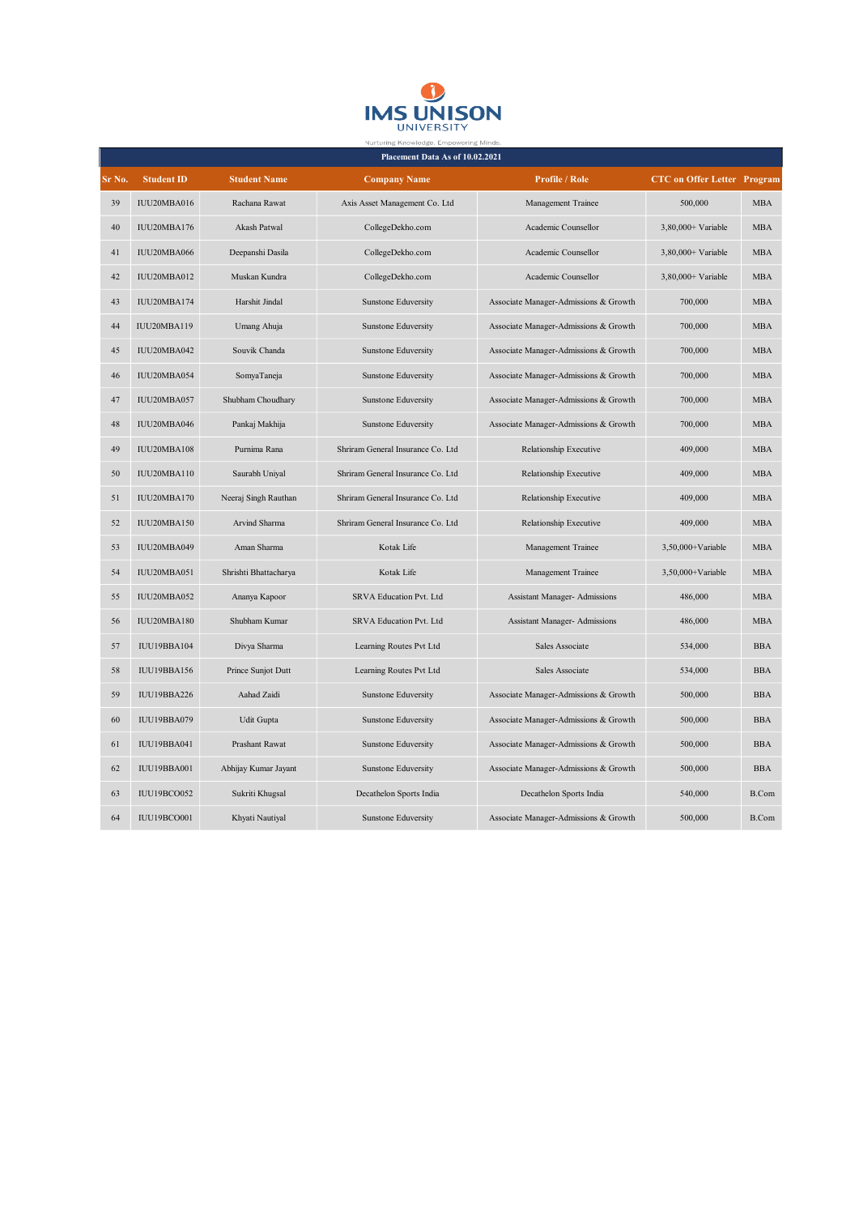# IMS UNISON UNIVERSITY

Nurturing Knowledge. Empowering Minds.

**Placement Data As of 10.02.2021**

| Sr No. | Student ID | Student Name | Company Name | Profile / Role | CTC on Offer Letter | Program |
|---|---|---|---|---|---|---|
| 39 | IUU20MBA016 | Rachana Rawat | Axis Asset Management Co. Ltd | Management Trainee | 500,000 | MBA |
| 40 | IUU20MBA176 | Akash Patwal | CollegeDekho.com | Academic Counsellor | 3,80,000+ Variable | MBA |
| 41 | IUU20MBA066 | Deepanshi Dasila | CollegeDekho.com | Academic Counsellor | 3,80,000+ Variable | MBA |
| 42 | IUU20MBA012 | Muskan Kundra | CollegeDekho.com | Academic Counsellor | 3,80,000+ Variable | MBA |
| 43 | IUU20MBA174 | Harshit Jindal | Sunstone Eduversity | Associate Manager-Admissions & Growth | 700,000 | MBA |
| 44 | IUU20MBA119 | Umang Ahuja | Sunstone Eduversity | Associate Manager-Admissions & Growth | 700,000 | MBA |
| 45 | IUU20MBA042 | Souvik Chanda | Sunstone Eduversity | Associate Manager-Admissions & Growth | 700,000 | MBA |
| 46 | IUU20MBA054 | SomyaTaneja | Sunstone Eduversity | Associate Manager-Admissions & Growth | 700,000 | MBA |
| 47 | IUU20MBA057 | Shubham Choudhary | Sunstone Eduversity | Associate Manager-Admissions & Growth | 700,000 | MBA |
| 48 | IUU20MBA046 | Pankaj Makhija | Sunstone Eduversity | Associate Manager-Admissions & Growth | 700,000 | MBA |
| 49 | IUU20MBA108 | Purnima Rana | Shriram General Insurance Co. Ltd | Relationship Executive | 409,000 | MBA |
| 50 | IUU20MBA110 | Saurabh Uniyal | Shriram General Insurance Co. Ltd | Relationship Executive | 409,000 | MBA |
| 51 | IUU20MBA170 | Neeraj Singh Rauthan | Shriram General Insurance Co. Ltd | Relationship Executive | 409,000 | MBA |
| 52 | IUU20MBA150 | Arvind Sharma | Shriram General Insurance Co. Ltd | Relationship Executive | 409,000 | MBA |
| 53 | IUU20MBA049 | Aman Sharma | Kotak Life | Management Trainee | 3,50,000+Variable | MBA |
| 54 | IUU20MBA051 | Shrishti Bhattacharya | Kotak Life | Management Trainee | 3,50,000+Variable | MBA |
| 55 | IUU20MBA052 | Ananya Kapoor | SRVA Education Pvt. Ltd | Assistant Manager- Admissions | 486,000 | MBA |
| 56 | IUU20MBA180 | Shubham Kumar | SRVA Education Pvt. Ltd | Assistant Manager- Admissions | 486,000 | MBA |
| 57 | IUU19BBA104 | Divya Sharma | Learning Routes Pvt Ltd | Sales Associate | 534,000 | BBA |
| 58 | IUU19BBA156 | Prince Sunjot Dutt | Learning Routes Pvt Ltd | Sales Associate | 534,000 | BBA |
| 59 | IUU19BBA226 | Aahad Zaidi | Sunstone Eduversity | Associate Manager-Admissions & Growth | 500,000 | BBA |
| 60 | IUU19BBA079 | Udit Gupta | Sunstone Eduversity | Associate Manager-Admissions & Growth | 500,000 | BBA |
| 61 | IUU19BBA041 | Prashant Rawat | Sunstone Eduversity | Associate Manager-Admissions & Growth | 500,000 | BBA |
| 62 | IUU19BBA001 | Abhijay Kumar Jayant | Sunstone Eduversity | Associate Manager-Admissions & Growth | 500,000 | BBA |
| 63 | IUU19BCO052 | Sukriti Khugsal | Decathelon Sports India | Decathelon Sports India | 540,000 | B.Com |
| 64 | IUU19BCO001 | Khyati Nautiyal | Sunstone Eduversity | Associate Manager-Admissions & Growth | 500,000 | B.Com |